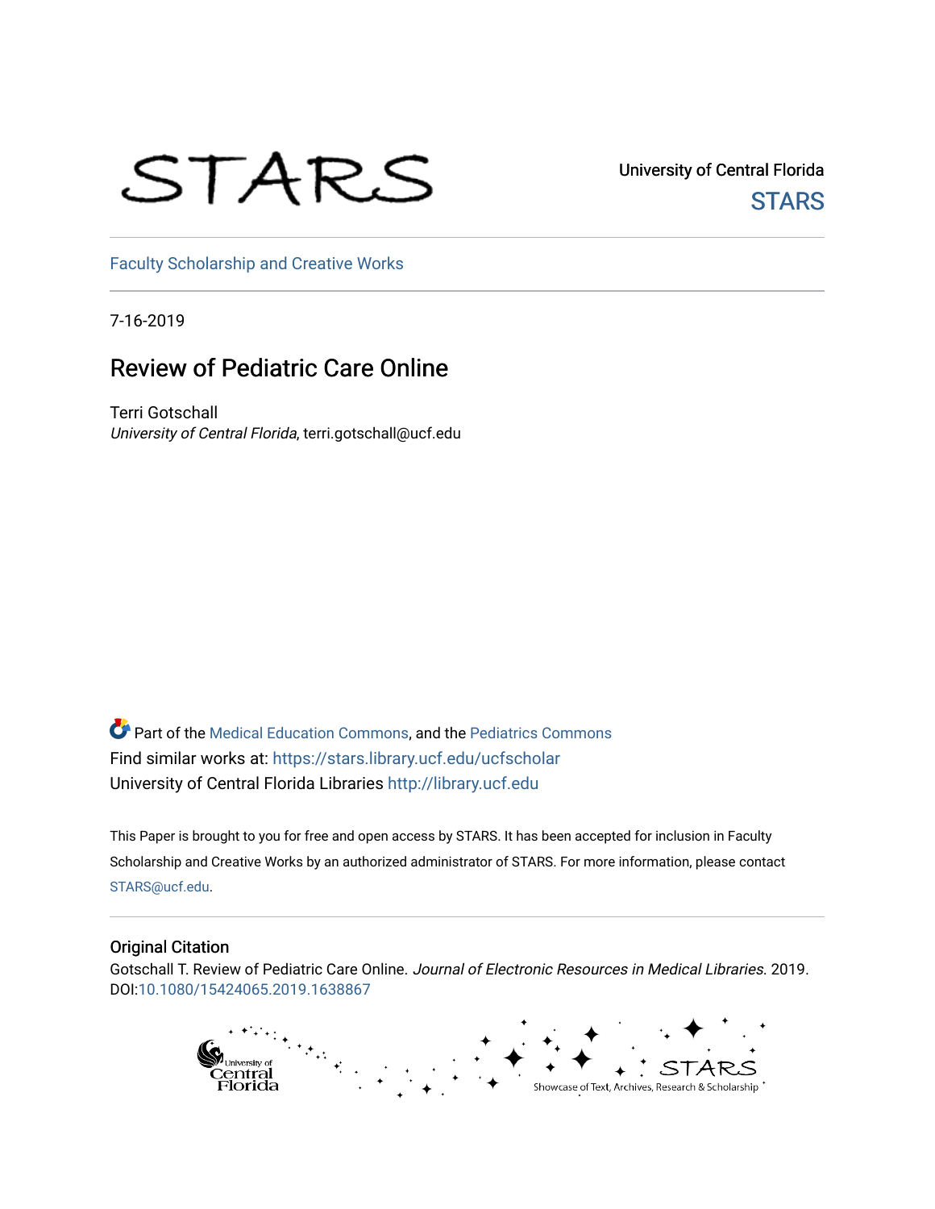University of Central Florida

STARS

Faculty Scholarship and Creative Works

7-16-2019

# Review of Pediatric Care Online

Terri Gotschall

*University of Central Florida*, terri.gotschall@ucf.edu

Part of the Medical Education Commons, and the Pediatrics Commons

Find similar works at: https://stars.library.ucf.edu/ucfscholar

University of Central Florida Libraries http://library.ucf.edu

This Paper is brought to you for free and open access by STARS. It has been accepted for inclusion in Faculty Scholarship and Creative Works by an authorized administrator of STARS. For more information, please contact STARS@ucf.edu.

## Original Citation

Gotschall T. Review of Pediatric Care Online. *Journal of Electronic Resources in Medical Libraries*. 2019. DOI:10.1080/15424065.2019.1638867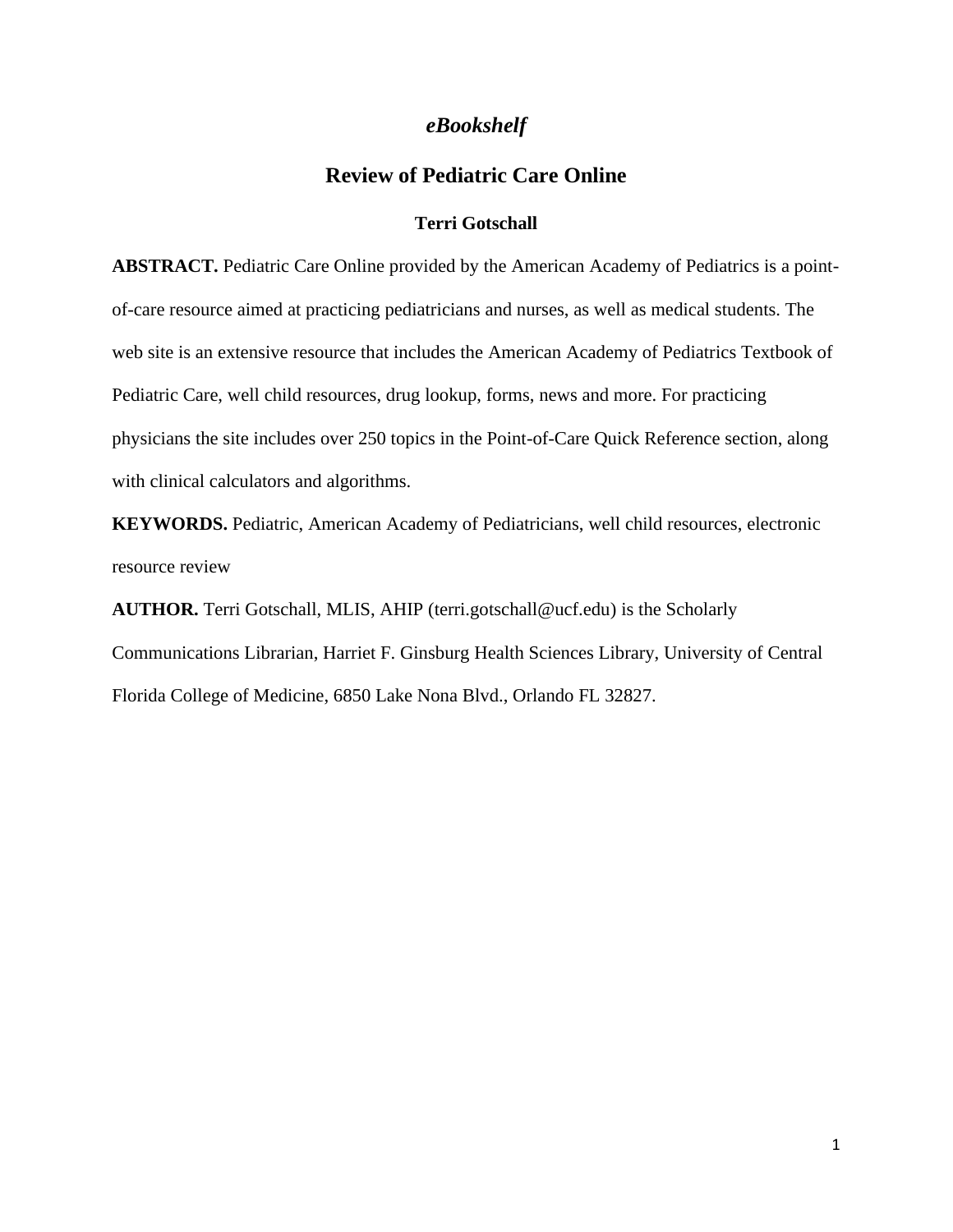# *eBookshelf*

## Review of Pediatric Care Online

**Terri Gotschall**

**ABSTRACT.** Pediatric Care Online provided by the American Academy of Pediatrics is a point-of-care resource aimed at practicing pediatricians and nurses, as well as medical students. The web site is an extensive resource that includes the American Academy of Pediatrics Textbook of Pediatric Care, well child resources, drug lookup, forms, news and more. For practicing physicians the site includes over 250 topics in the Point-of-Care Quick Reference section, along with clinical calculators and algorithms.

**KEYWORDS.** Pediatric, American Academy of Pediatricians, well child resources, electronic resource review

**AUTHOR.** Terri Gotschall, MLIS, AHIP (terri.gotschall@ucf.edu) is the Scholarly Communications Librarian, Harriet F. Ginsburg Health Sciences Library, University of Central Florida College of Medicine, 6850 Lake Nona Blvd., Orlando FL 32827.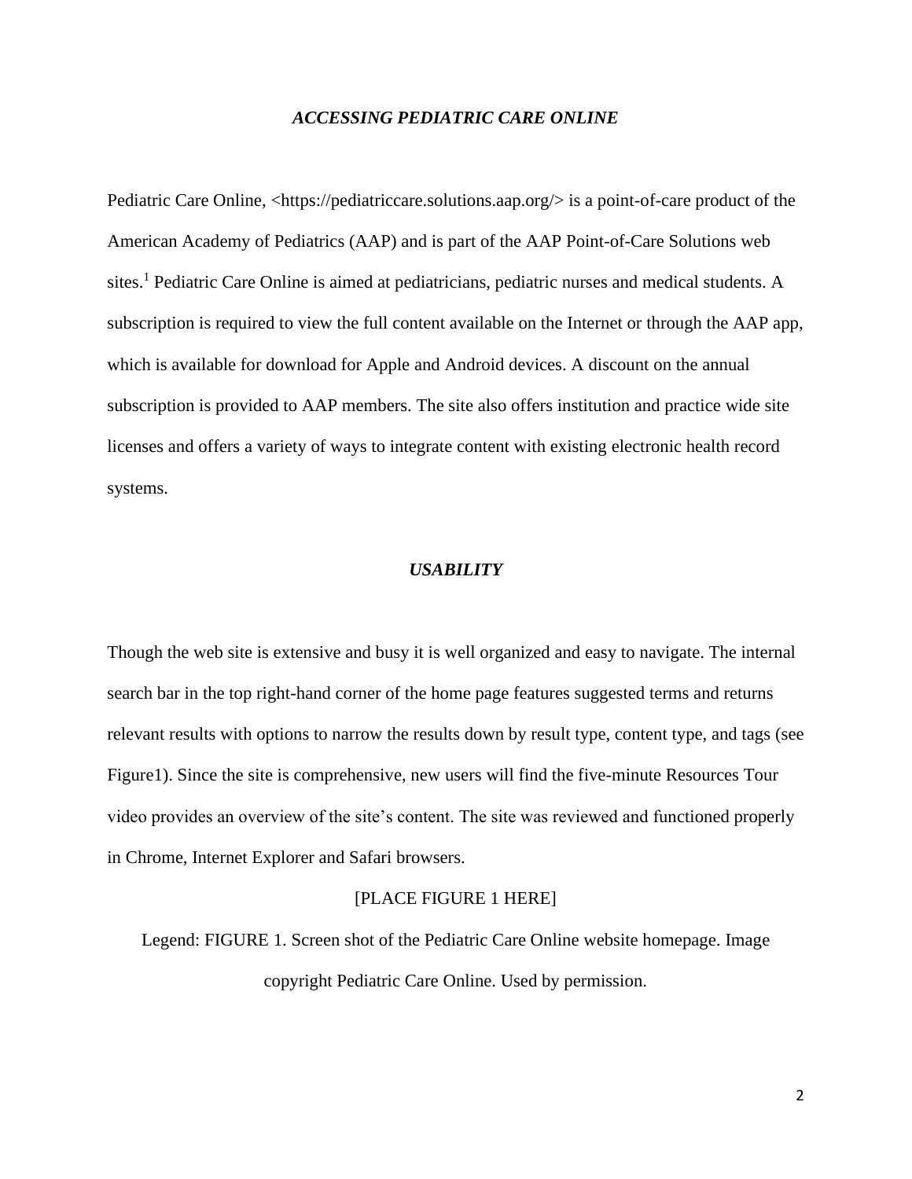## *ACCESSING PEDIATRIC CARE ONLINE*

Pediatric Care Online, <https://pediatriccare.solutions.aap.org/> is a point-of-care product of the American Academy of Pediatrics (AAP) and is part of the AAP Point-of-Care Solutions web sites.[1] Pediatric Care Online is aimed at pediatricians, pediatric nurses and medical students. A subscription is required to view the full content available on the Internet or through the AAP app, which is available for download for Apple and Android devices. A discount on the annual subscription is provided to AAP members. The site also offers institution and practice wide site licenses and offers a variety of ways to integrate content with existing electronic health record systems.

## *USABILITY*

Though the web site is extensive and busy it is well organized and easy to navigate. The internal search bar in the top right-hand corner of the home page features suggested terms and returns relevant results with options to narrow the results down by result type, content type, and tags (see Figure1). Since the site is comprehensive, new users will find the five-minute Resources Tour video provides an overview of the site's content. The site was reviewed and functioned properly in Chrome, Internet Explorer and Safari browsers.

[PLACE FIGURE 1 HERE]

Legend: FIGURE 1. Screen shot of the Pediatric Care Online website homepage. Image copyright Pediatric Care Online. Used by permission.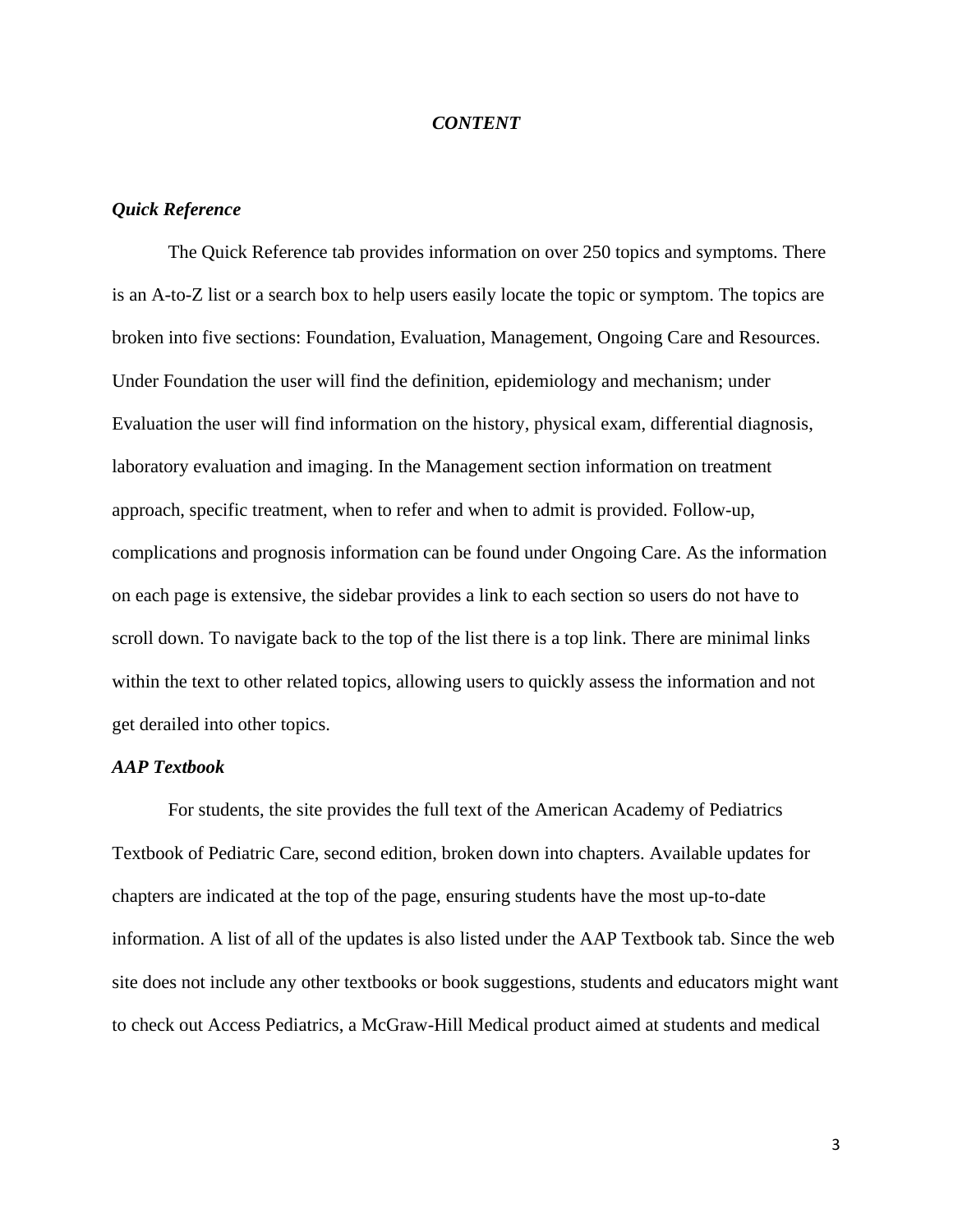## *CONTENT*

### *Quick Reference*

The Quick Reference tab provides information on over 250 topics and symptoms. There is an A-to-Z list or a search box to help users easily locate the topic or symptom. The topics are broken into five sections: Foundation, Evaluation, Management, Ongoing Care and Resources. Under Foundation the user will find the definition, epidemiology and mechanism; under Evaluation the user will find information on the history, physical exam, differential diagnosis, laboratory evaluation and imaging. In the Management section information on treatment approach, specific treatment, when to refer and when to admit is provided. Follow-up, complications and prognosis information can be found under Ongoing Care. As the information on each page is extensive, the sidebar provides a link to each section so users do not have to scroll down. To navigate back to the top of the list there is a top link. There are minimal links within the text to other related topics, allowing users to quickly assess the information and not get derailed into other topics.

### *AAP Textbook*

For students, the site provides the full text of the American Academy of Pediatrics Textbook of Pediatric Care, second edition, broken down into chapters. Available updates for chapters are indicated at the top of the page, ensuring students have the most up-to-date information. A list of all of the updates is also listed under the AAP Textbook tab. Since the web site does not include any other textbooks or book suggestions, students and educators might want to check out Access Pediatrics, a McGraw-Hill Medical product aimed at students and medical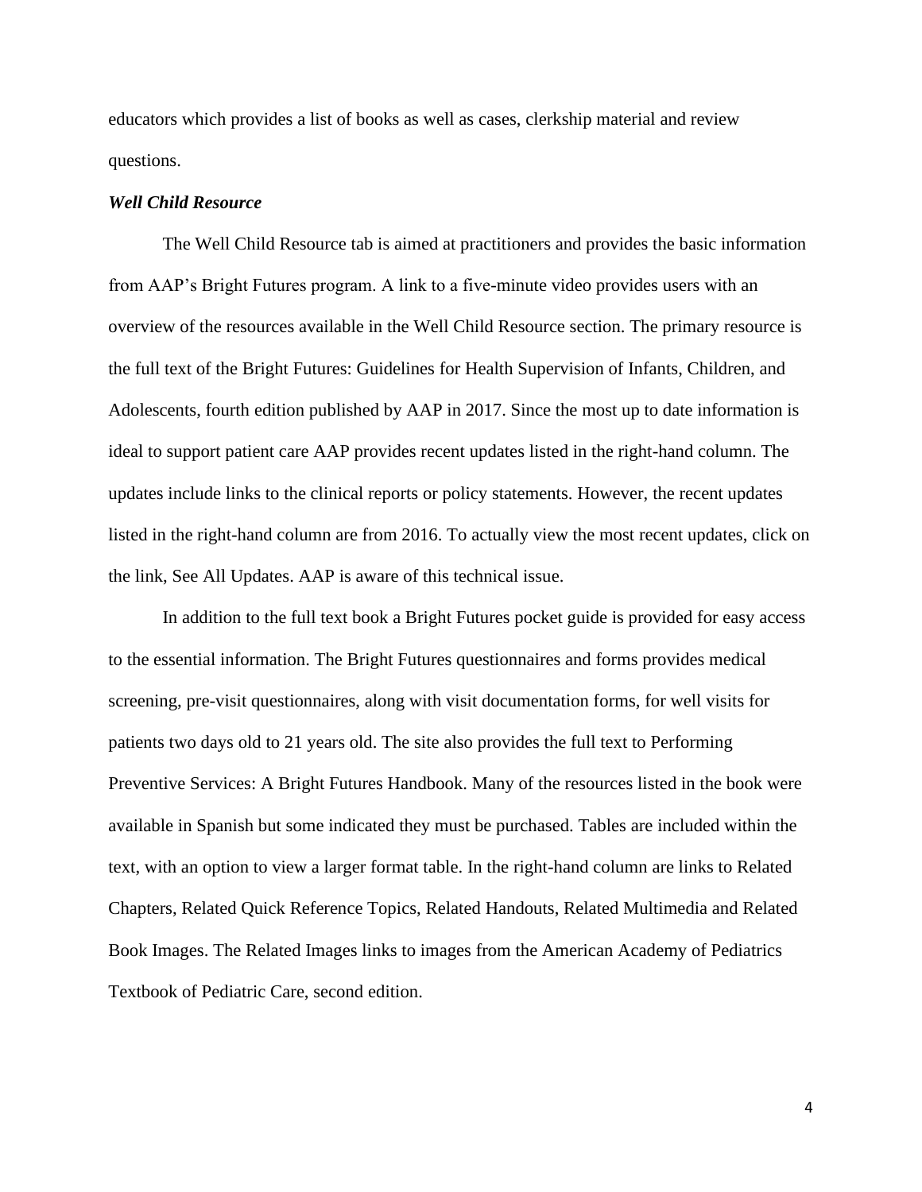educators which provides a list of books as well as cases, clerkship material and review questions.

***Well Child Resource***

The Well Child Resource tab is aimed at practitioners and provides the basic information from AAP's Bright Futures program. A link to a five-minute video provides users with an overview of the resources available in the Well Child Resource section. The primary resource is the full text of the Bright Futures: Guidelines for Health Supervision of Infants, Children, and Adolescents, fourth edition published by AAP in 2017. Since the most up to date information is ideal to support patient care AAP provides recent updates listed in the right-hand column. The updates include links to the clinical reports or policy statements. However, the recent updates listed in the right-hand column are from 2016. To actually view the most recent updates, click on the link, See All Updates. AAP is aware of this technical issue.

In addition to the full text book a Bright Futures pocket guide is provided for easy access to the essential information. The Bright Futures questionnaires and forms provides medical screening, pre-visit questionnaires, along with visit documentation forms, for well visits for patients two days old to 21 years old. The site also provides the full text to Performing Preventive Services: A Bright Futures Handbook. Many of the resources listed in the book were available in Spanish but some indicated they must be purchased. Tables are included within the text, with an option to view a larger format table. In the right-hand column are links to Related Chapters, Related Quick Reference Topics, Related Handouts, Related Multimedia and Related Book Images. The Related Images links to images from the American Academy of Pediatrics Textbook of Pediatric Care, second edition.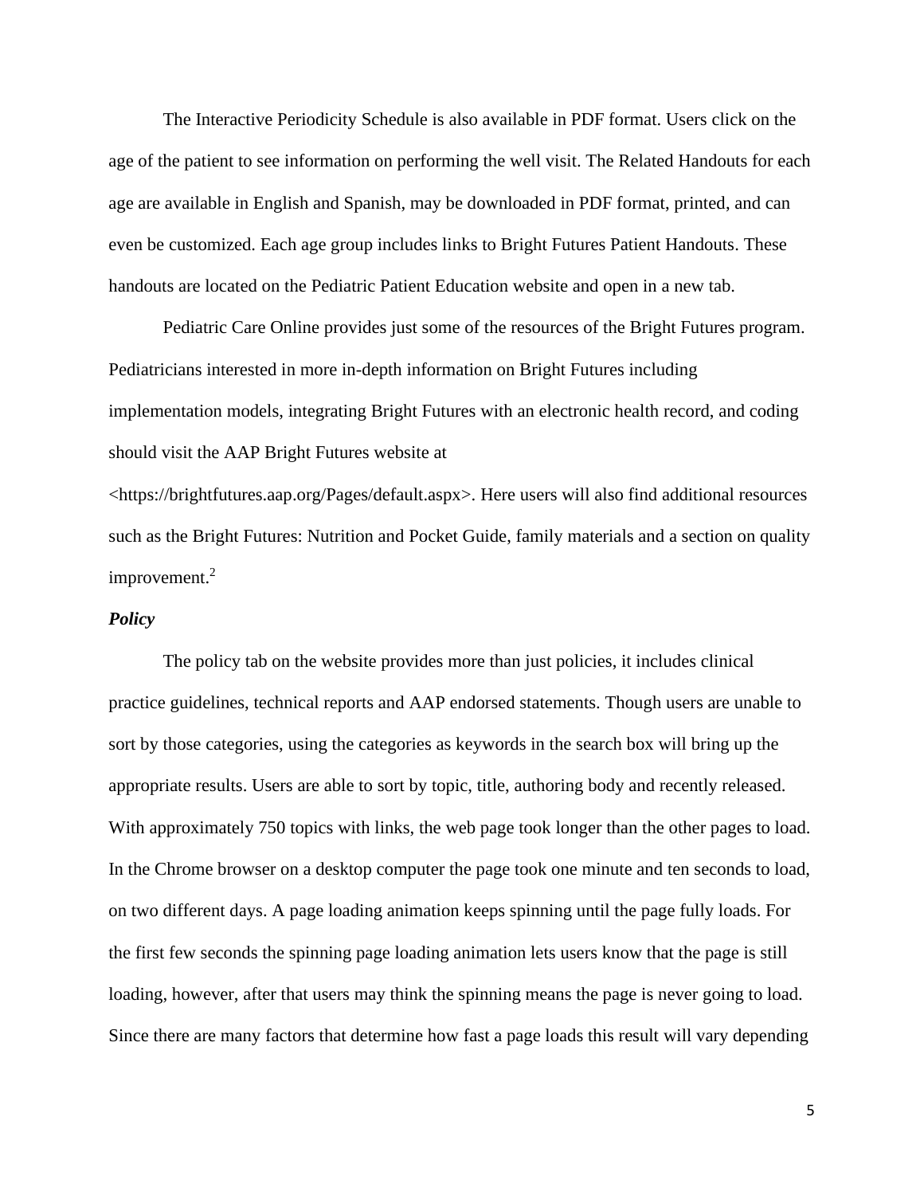The Interactive Periodicity Schedule is also available in PDF format. Users click on the age of the patient to see information on performing the well visit. The Related Handouts for each age are available in English and Spanish, may be downloaded in PDF format, printed, and can even be customized. Each age group includes links to Bright Futures Patient Handouts. These handouts are located on the Pediatric Patient Education website and open in a new tab.

Pediatric Care Online provides just some of the resources of the Bright Futures program. Pediatricians interested in more in-depth information on Bright Futures including implementation models, integrating Bright Futures with an electronic health record, and coding should visit the AAP Bright Futures website at <https://brightfutures.aap.org/Pages/default.aspx>. Here users will also find additional resources such as the Bright Futures: Nutrition and Pocket Guide, family materials and a section on quality improvement.[2]

***Policy***

The policy tab on the website provides more than just policies, it includes clinical practice guidelines, technical reports and AAP endorsed statements. Though users are unable to sort by those categories, using the categories as keywords in the search box will bring up the appropriate results. Users are able to sort by topic, title, authoring body and recently released. With approximately 750 topics with links, the web page took longer than the other pages to load. In the Chrome browser on a desktop computer the page took one minute and ten seconds to load, on two different days. A page loading animation keeps spinning until the page fully loads. For the first few seconds the spinning page loading animation lets users know that the page is still loading, however, after that users may think the spinning means the page is never going to load. Since there are many factors that determine how fast a page loads this result will vary depending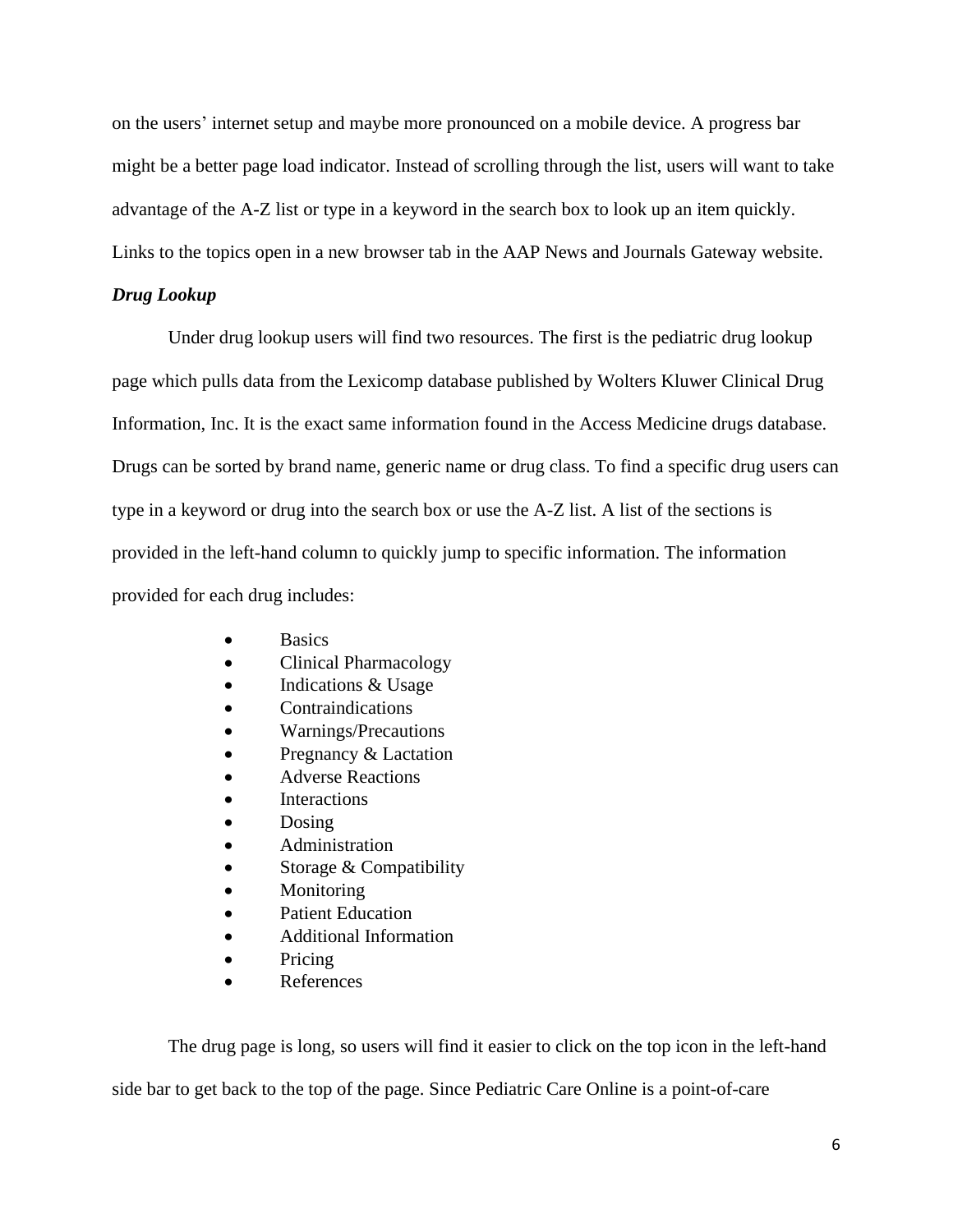on the users' internet setup and maybe more pronounced on a mobile device. A progress bar might be a better page load indicator. Instead of scrolling through the list, users will want to take advantage of the A-Z list or type in a keyword in the search box to look up an item quickly. Links to the topics open in a new browser tab in the AAP News and Journals Gateway website.

***Drug Lookup***

Under drug lookup users will find two resources. The first is the pediatric drug lookup page which pulls data from the Lexicomp database published by Wolters Kluwer Clinical Drug Information, Inc. It is the exact same information found in the Access Medicine drugs database. Drugs can be sorted by brand name, generic name or drug class. To find a specific drug users can type in a keyword or drug into the search box or use the A-Z list. A list of the sections is provided in the left-hand column to quickly jump to specific information. The information provided for each drug includes:

- Basics
- Clinical Pharmacology
- Indications & Usage
- Contraindications
- Warnings/Precautions
- Pregnancy & Lactation
- Adverse Reactions
- Interactions
- Dosing
- Administration
- Storage & Compatibility
- Monitoring
- Patient Education
- Additional Information
- Pricing
- References

The drug page is long, so users will find it easier to click on the top icon in the left-hand side bar to get back to the top of the page. Since Pediatric Care Online is a point-of-care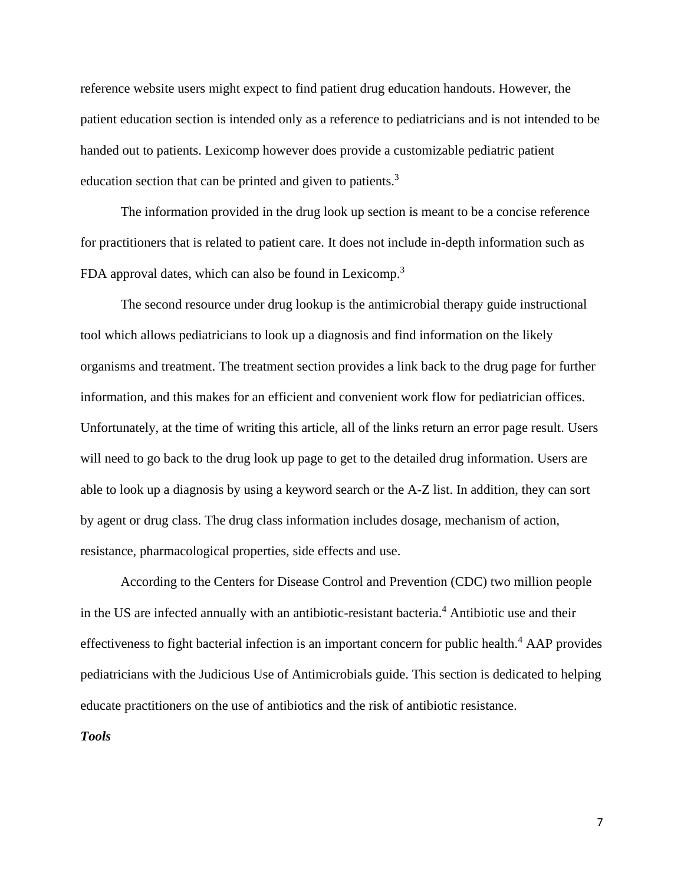reference website users might expect to find patient drug education handouts. However, the patient education section is intended only as a reference to pediatricians and is not intended to be handed out to patients. Lexicomp however does provide a customizable pediatric patient education section that can be printed and given to patients.[3]

The information provided in the drug look up section is meant to be a concise reference for practitioners that is related to patient care. It does not include in-depth information such as FDA approval dates, which can also be found in Lexicomp.[3]

The second resource under drug lookup is the antimicrobial therapy guide instructional tool which allows pediatricians to look up a diagnosis and find information on the likely organisms and treatment. The treatment section provides a link back to the drug page for further information, and this makes for an efficient and convenient work flow for pediatrician offices. Unfortunately, at the time of writing this article, all of the links return an error page result. Users will need to go back to the drug look up page to get to the detailed drug information. Users are able to look up a diagnosis by using a keyword search or the A-Z list. In addition, they can sort by agent or drug class. The drug class information includes dosage, mechanism of action, resistance, pharmacological properties, side effects and use.

According to the Centers for Disease Control and Prevention (CDC) two million people in the US are infected annually with an antibiotic-resistant bacteria.[4] Antibiotic use and their effectiveness to fight bacterial infection is an important concern for public health.[4] AAP provides pediatricians with the Judicious Use of Antimicrobials guide. This section is dedicated to helping educate practitioners on the use of antibiotics and the risk of antibiotic resistance.

***Tools***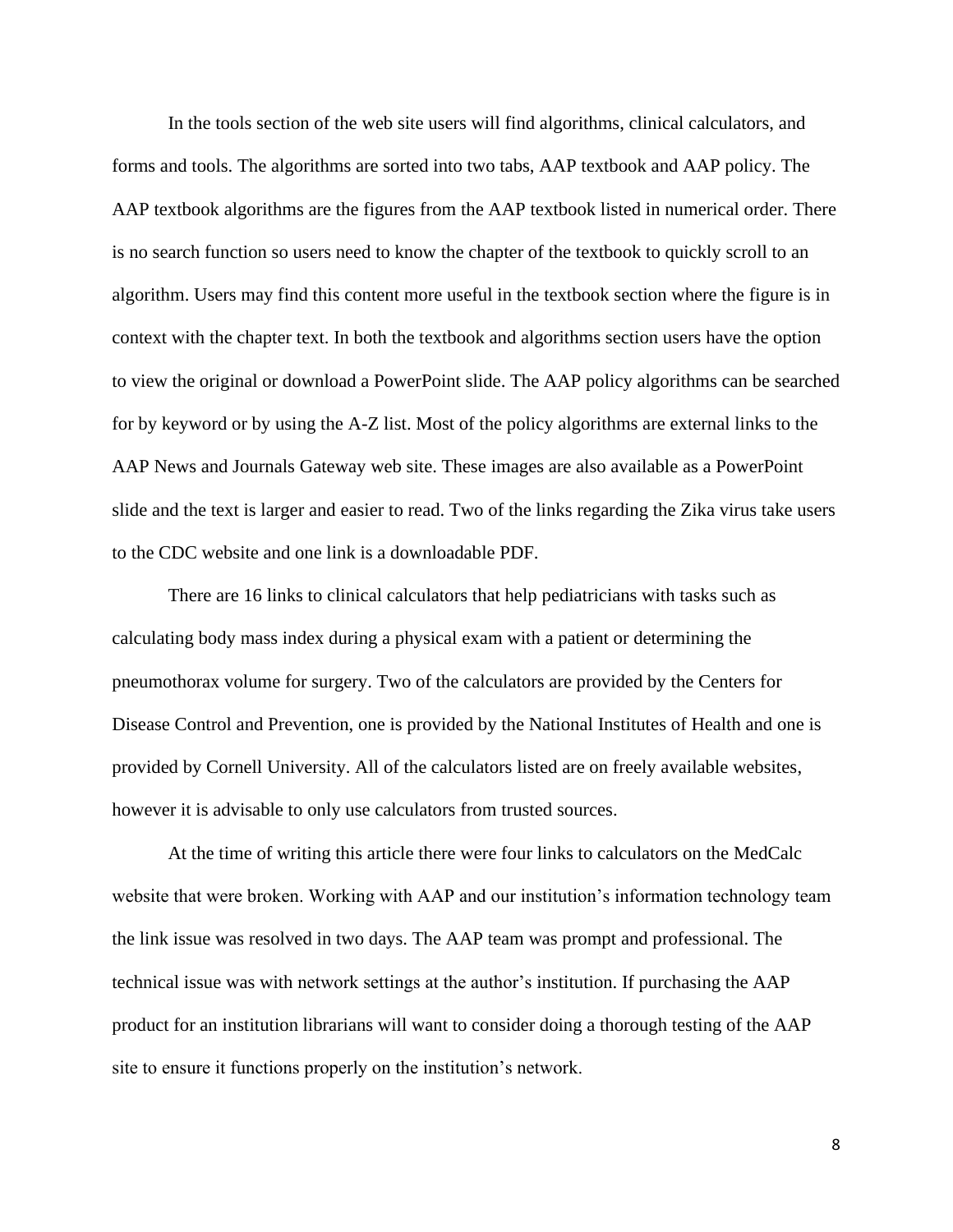In the tools section of the web site users will find algorithms, clinical calculators, and forms and tools. The algorithms are sorted into two tabs, AAP textbook and AAP policy. The AAP textbook algorithms are the figures from the AAP textbook listed in numerical order. There is no search function so users need to know the chapter of the textbook to quickly scroll to an algorithm. Users may find this content more useful in the textbook section where the figure is in context with the chapter text. In both the textbook and algorithms section users have the option to view the original or download a PowerPoint slide. The AAP policy algorithms can be searched for by keyword or by using the A-Z list. Most of the policy algorithms are external links to the AAP News and Journals Gateway web site. These images are also available as a PowerPoint slide and the text is larger and easier to read. Two of the links regarding the Zika virus take users to the CDC website and one link is a downloadable PDF.

There are 16 links to clinical calculators that help pediatricians with tasks such as calculating body mass index during a physical exam with a patient or determining the pneumothorax volume for surgery. Two of the calculators are provided by the Centers for Disease Control and Prevention, one is provided by the National Institutes of Health and one is provided by Cornell University. All of the calculators listed are on freely available websites, however it is advisable to only use calculators from trusted sources.

At the time of writing this article there were four links to calculators on the MedCalc website that were broken. Working with AAP and our institution's information technology team the link issue was resolved in two days. The AAP team was prompt and professional. The technical issue was with network settings at the author's institution. If purchasing the AAP product for an institution librarians will want to consider doing a thorough testing of the AAP site to ensure it functions properly on the institution's network.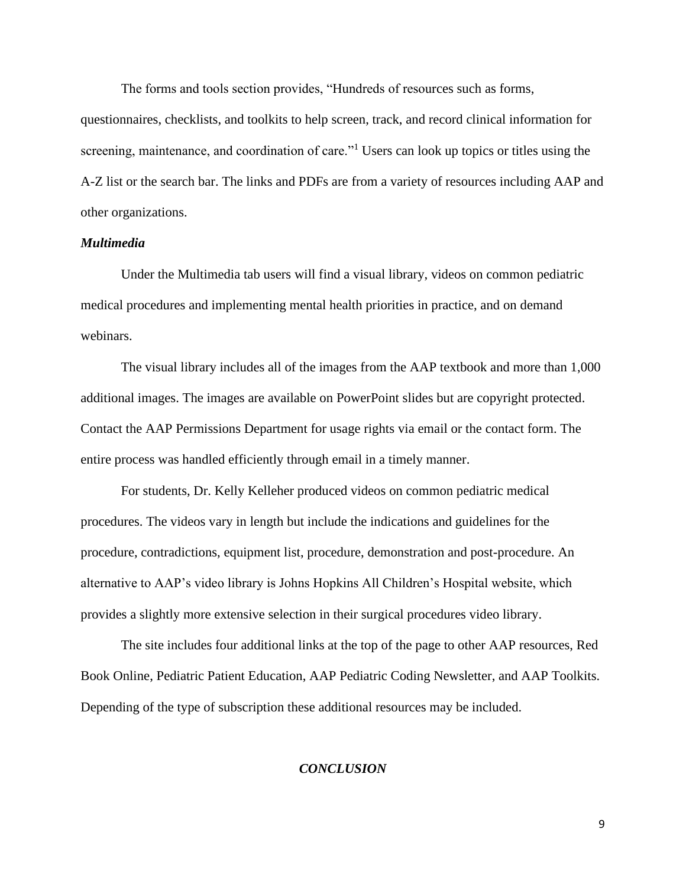The forms and tools section provides, "Hundreds of resources such as forms, questionnaires, checklists, and toolkits to help screen, track, and record clinical information for screening, maintenance, and coordination of care."[1] Users can look up topics or titles using the A-Z list or the search bar. The links and PDFs are from a variety of resources including AAP and other organizations.

### *Multimedia*

Under the Multimedia tab users will find a visual library, videos on common pediatric medical procedures and implementing mental health priorities in practice, and on demand webinars.

The visual library includes all of the images from the AAP textbook and more than 1,000 additional images. The images are available on PowerPoint slides but are copyright protected. Contact the AAP Permissions Department for usage rights via email or the contact form. The entire process was handled efficiently through email in a timely manner.

For students, Dr. Kelly Kelleher produced videos on common pediatric medical procedures. The videos vary in length but include the indications and guidelines for the procedure, contradictions, equipment list, procedure, demonstration and post-procedure. An alternative to AAP's video library is Johns Hopkins All Children's Hospital website, which provides a slightly more extensive selection in their surgical procedures video library.

The site includes four additional links at the top of the page to other AAP resources, Red Book Online, Pediatric Patient Education, AAP Pediatric Coding Newsletter, and AAP Toolkits. Depending of the type of subscription these additional resources may be included.

## *CONCLUSION*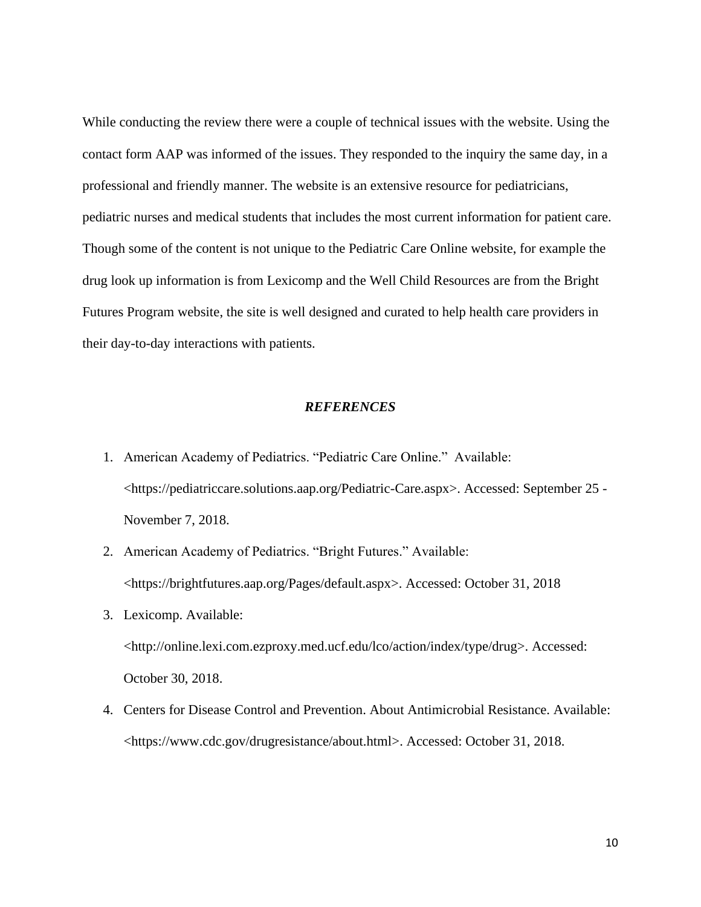While conducting the review there were a couple of technical issues with the website. Using the contact form AAP was informed of the issues. They responded to the inquiry the same day, in a professional and friendly manner. The website is an extensive resource for pediatricians, pediatric nurses and medical students that includes the most current information for patient care. Though some of the content is not unique to the Pediatric Care Online website, for example the drug look up information is from Lexicomp and the Well Child Resources are from the Bright Futures Program website, the site is well designed and curated to help health care providers in their day-to-day interactions with patients.

## ***REFERENCES***

1. American Academy of Pediatrics. "Pediatric Care Online." Available: <https://pediatriccare.solutions.aap.org/Pediatric-Care.aspx>. Accessed: September 25 - November 7, 2018.
2. American Academy of Pediatrics. "Bright Futures." Available: <https://brightfutures.aap.org/Pages/default.aspx>. Accessed: October 31, 2018
3. Lexicomp. Available: <http://online.lexi.com.ezproxy.med.ucf.edu/lco/action/index/type/drug>. Accessed: October 30, 2018.
4. Centers for Disease Control and Prevention. About Antimicrobial Resistance. Available: <https://www.cdc.gov/drugresistance/about.html>. Accessed: October 31, 2018.